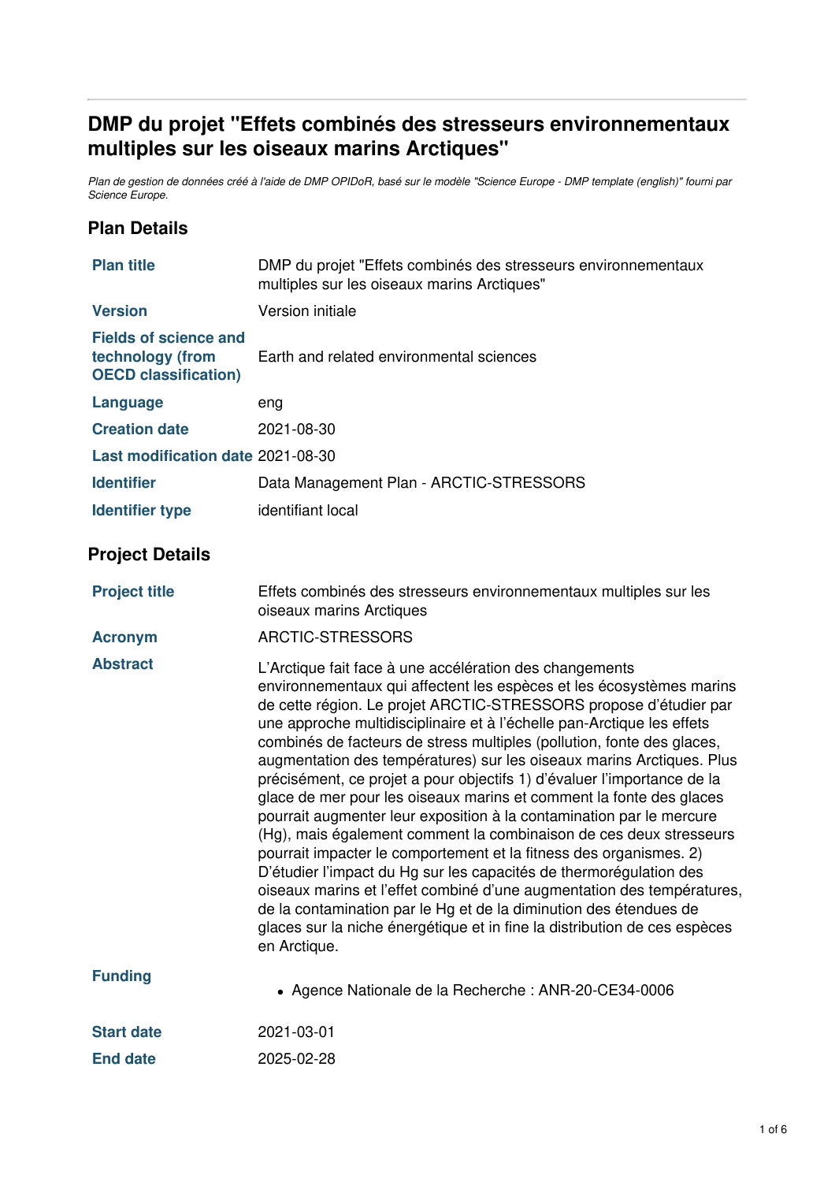# DMP du projet "Effets combinés des stresseurs environnementaux multiples sur les oiseaux marins Arctiques"

*Plan de gestion de données créé à l'aide de DMP OPIDoR, basé sur le modèle "Science Europe - DMP template (english)" fourni par Science Europe.*

## Plan Details

| | |
|---|---|
| **Plan title** | DMP du projet "Effets combinés des stresseurs environnementaux multiples sur les oiseaux marins Arctiques" |
| **Version** | Version initiale |
| **Fields of science and technology (from OECD classification)** | Earth and related environmental sciences |
| **Language** | eng |
| **Creation date** | 2021-08-30 |
| **Last modification date** | 2021-08-30 |
| **Identifier** | Data Management Plan - ARCTIC-STRESSORS |
| **Identifier type** | identifiant local |

## Project Details

| | |
|---|---|
| **Project title** | Effets combinés des stresseurs environnementaux multiples sur les oiseaux marins Arctiques |
| **Acronym** | ARCTIC-STRESSORS |
| **Abstract** | L'Arctique fait face à une accélération des changements environnementaux qui affectent les espèces et les écosystèmes marins de cette région. Le projet ARCTIC-STRESSORS propose d'étudier par une approche multidisciplinaire et à l'échelle pan-Arctique les effets combinés de facteurs de stress multiples (pollution, fonte des glaces, augmentation des températures) sur les oiseaux marins Arctiques. Plus précisément, ce projet a pour objectifs 1) d'évaluer l'importance de la glace de mer pour les oiseaux marins et comment la fonte des glaces pourrait augmenter leur exposition à la contamination par le mercure (Hg), mais également comment la combinaison de ces deux stresseurs pourrait impacter le comportement et la fitness des organismes. 2) D'étudier l'impact du Hg sur les capacités de thermorégulation des oiseaux marins et l'effet combiné d'une augmentation des températures, de la contamination par le Hg et de la diminution des étendues de glaces sur la niche énergétique et in fine la distribution de ces espèces en Arctique. |
| **Funding** | • Agence Nationale de la Recherche : ANR-20-CE34-0006 |
| **Start date** | 2021-03-01 |
| **End date** | 2025-02-28 |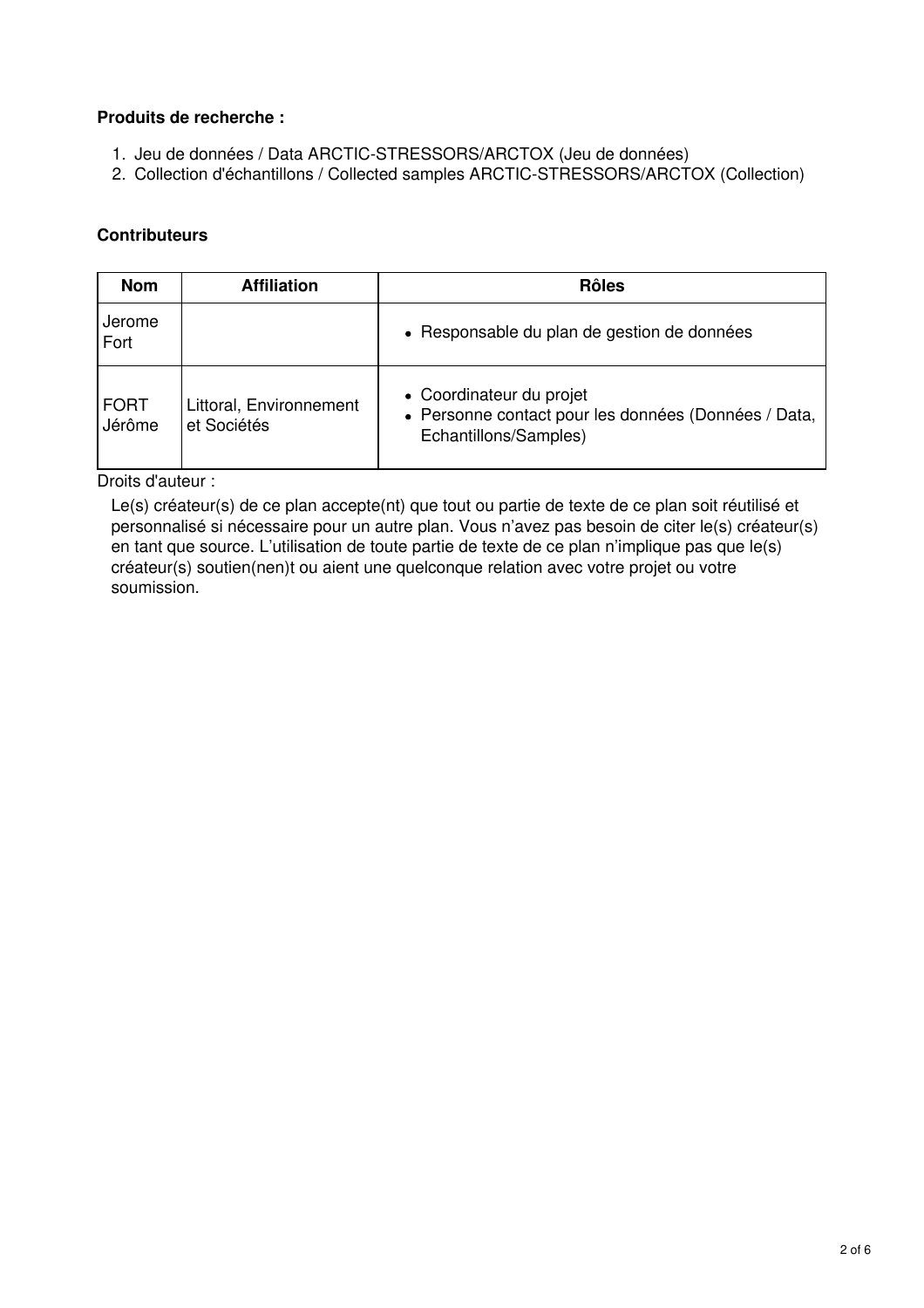**Produits de recherche :**

1. Jeu de données / Data ARCTIC-STRESSORS/ARCTOX (Jeu de données)
2. Collection d'échantillons / Collected samples ARCTIC-STRESSORS/ARCTOX (Collection)

**Contributeurs**

| Nom | Affiliation | Rôles |
| --- | --- | --- |
| Jerome Fort | | • Responsable du plan de gestion de données |
| FORT Jérôme | Littoral, Environnement et Sociétés | • Coordinateur du projet<br>• Personne contact pour les données (Données / Data, Echantillons/Samples) |

Droits d'auteur :

Le(s) créateur(s) de ce plan accepte(nt) que tout ou partie de texte de ce plan soit réutilisé et personnalisé si nécessaire pour un autre plan. Vous n'avez pas besoin de citer le(s) créateur(s) en tant que source. L'utilisation de toute partie de texte de ce plan n'implique pas que le(s) créateur(s) soutien(nen)t ou aient une quelconque relation avec votre projet ou votre soumission.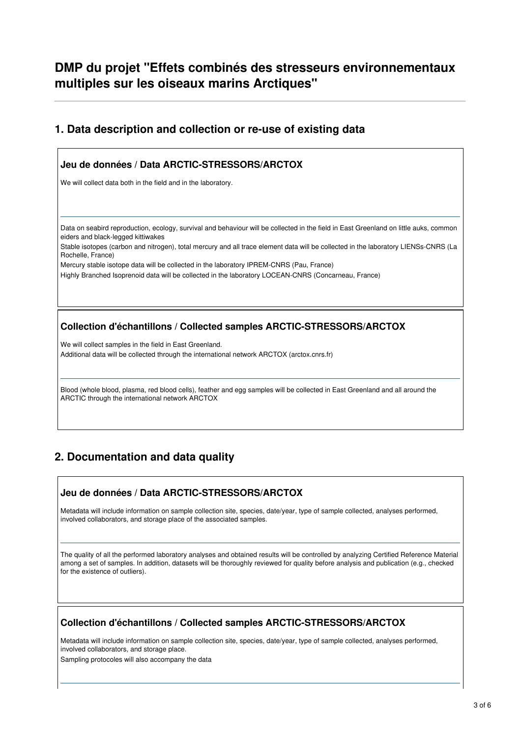# DMP du projet "Effets combinés des stresseurs environnementaux multiples sur les oiseaux marins Arctiques"

## 1. Data description and collection or re-use of existing data

### Jeu de données / Data ARCTIC-STRESSORS/ARCTOX

We will collect data both in the field and in the laboratory.

---

Data on seabird reproduction, ecology, survival and behaviour will be collected in the field in East Greenland on little auks, common eiders and black-legged kittiwakes

Stable isotopes (carbon and nitrogen), total mercury and all trace element data will be collected in the laboratory LIENSs-CNRS (La Rochelle, France)

Mercury stable isotope data will be collected in the laboratory IPREM-CNRS (Pau, France)

Highly Branched Isoprenoid data will be collected in the laboratory LOCEAN-CNRS (Concarneau, France)

### Collection d'échantillons / Collected samples ARCTIC-STRESSORS/ARCTOX

We will collect samples in the field in East Greenland.

Additional data will be collected through the international network ARCTOX (arctox.cnrs.fr)

---

Blood (whole blood, plasma, red blood cells), feather and egg samples will be collected in East Greenland and all around the ARCTIC through the international network ARCTOX

## 2. Documentation and data quality

### Jeu de données / Data ARCTIC-STRESSORS/ARCTOX

Metadata will include information on sample collection site, species, date/year, type of sample collected, analyses performed, involved collaborators, and storage place of the associated samples.

---

The quality of all the performed laboratory analyses and obtained results will be controlled by analyzing Certified Reference Material among a set of samples. In addition, datasets will be thoroughly reviewed for quality before analysis and publication (e.g., checked for the existence of outliers).

### Collection d'échantillons / Collected samples ARCTIC-STRESSORS/ARCTOX

Metadata will include information on sample collection site, species, date/year, type of sample collected, analyses performed, involved collaborators, and storage place.

Sampling protocoles will also accompany the data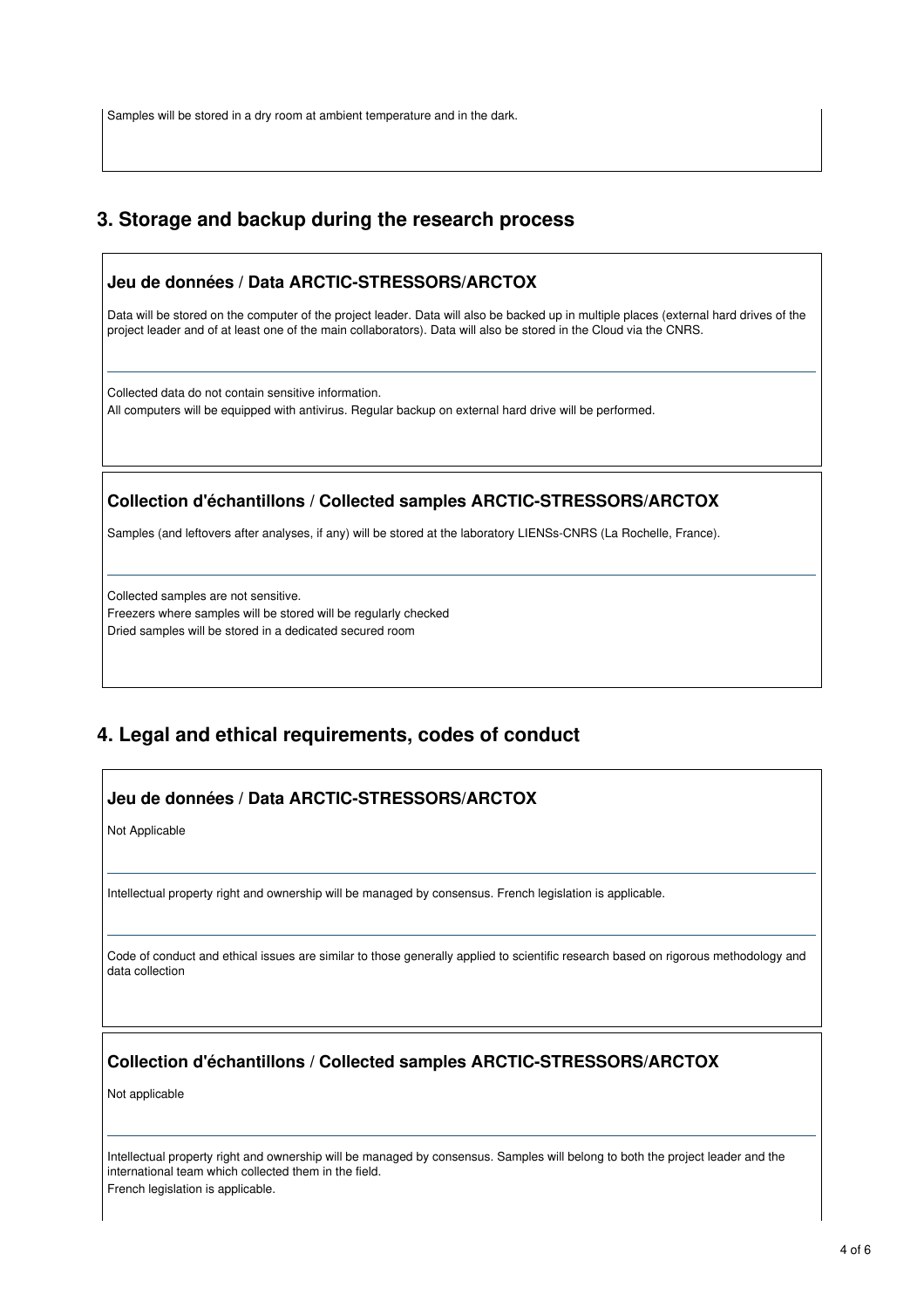Samples will be stored in a dry room at ambient temperature and in the dark.

## 3. Storage and backup during the research process

### Jeu de données / Data ARCTIC-STRESSORS/ARCTOX

Data will be stored on the computer of the project leader. Data will also be backed up in multiple places (external hard drives of the project leader and of at least one of the main collaborators). Data will also be stored in the Cloud via the CNRS.

---

Collected data do not contain sensitive information.
All computers will be equipped with antivirus. Regular backup on external hard drive will be performed.

### Collection d'échantillons / Collected samples ARCTIC-STRESSORS/ARCTOX

Samples (and leftovers after analyses, if any) will be stored at the laboratory LIENSs-CNRS (La Rochelle, France).

---

Collected samples are not sensitive.
Freezers where samples will be stored will be regularly checked
Dried samples will be stored in a dedicated secured room

## 4. Legal and ethical requirements, codes of conduct

### Jeu de données / Data ARCTIC-STRESSORS/ARCTOX

Not Applicable

---

Intellectual property right and ownership will be managed by consensus. French legislation is applicable.

---

Code of conduct and ethical issues are similar to those generally applied to scientific research based on rigorous methodology and data collection

### Collection d'échantillons / Collected samples ARCTIC-STRESSORS/ARCTOX

Not applicable

---

Intellectual property right and ownership will be managed by consensus. Samples will belong to both the project leader and the international team which collected them in the field.
French legislation is applicable.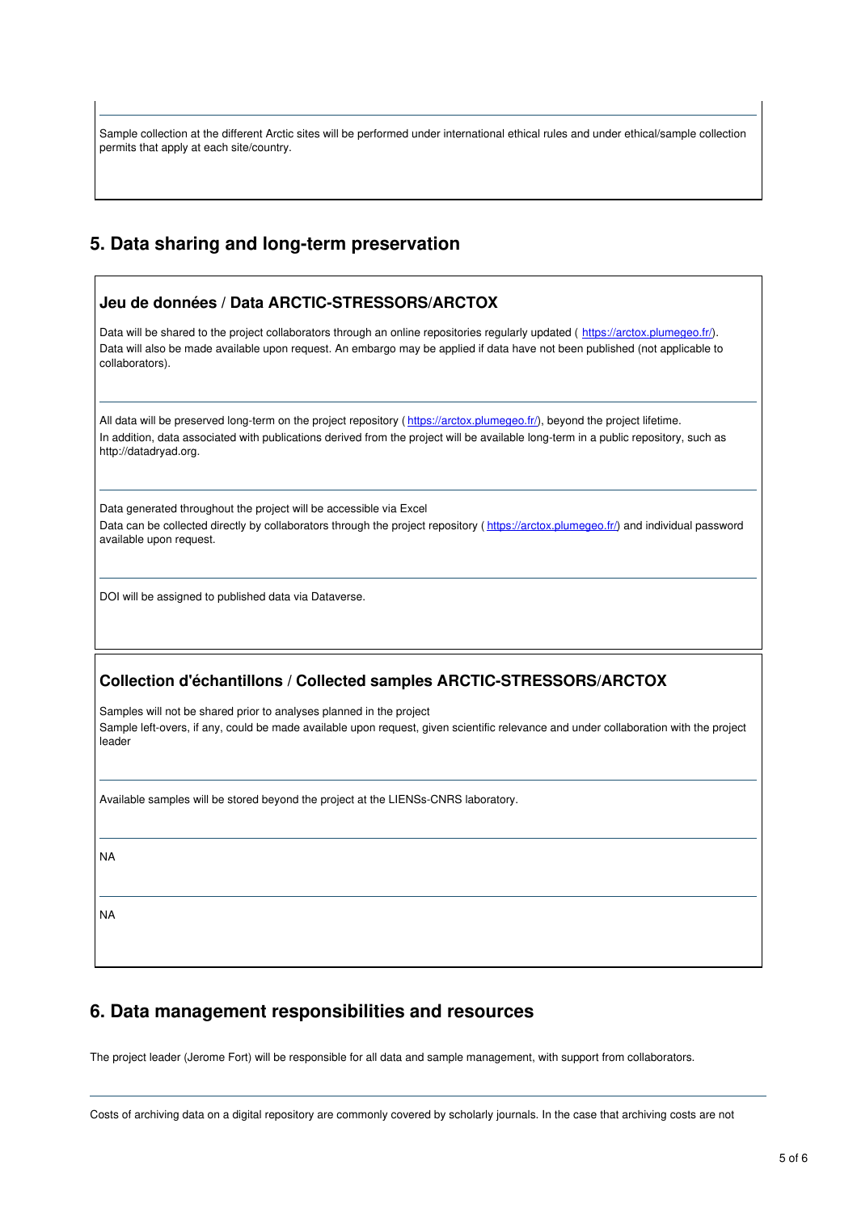Sample collection at the different Arctic sites will be performed under international ethical rules and under ethical/sample collection permits that apply at each site/country.

## 5. Data sharing and long-term preservation

### Jeu de données / Data ARCTIC-STRESSORS/ARCTOX

Data will be shared to the project collaborators through an online repositories regularly updated ( https://arctox.plumegeo.fr/). Data will also be made available upon request. An embargo may be applied if data have not been published (not applicable to collaborators).

---

All data will be preserved long-term on the project repository ( https://arctox.plumegeo.fr/), beyond the project lifetime.
In addition, data associated with publications derived from the project will be available long-term in a public repository, such as http://datadryad.org.

---

Data generated throughout the project will be accessible via Excel
Data can be collected directly by collaborators through the project repository ( https://arctox.plumegeo.fr/) and individual password available upon request.

---

DOI will be assigned to published data via Dataverse.

### Collection d'échantillons / Collected samples ARCTIC-STRESSORS/ARCTOX

Samples will not be shared prior to analyses planned in the project
Sample left-overs, if any, could be made available upon request, given scientific relevance and under collaboration with the project leader

---

Available samples will be stored beyond the project at the LIENSs-CNRS laboratory.

---

NA

---

NA

## 6. Data management responsibilities and resources

The project leader (Jerome Fort) will be responsible for all data and sample management, with support from collaborators.

---

Costs of archiving data on a digital repository are commonly covered by scholarly journals. In the case that archiving costs are not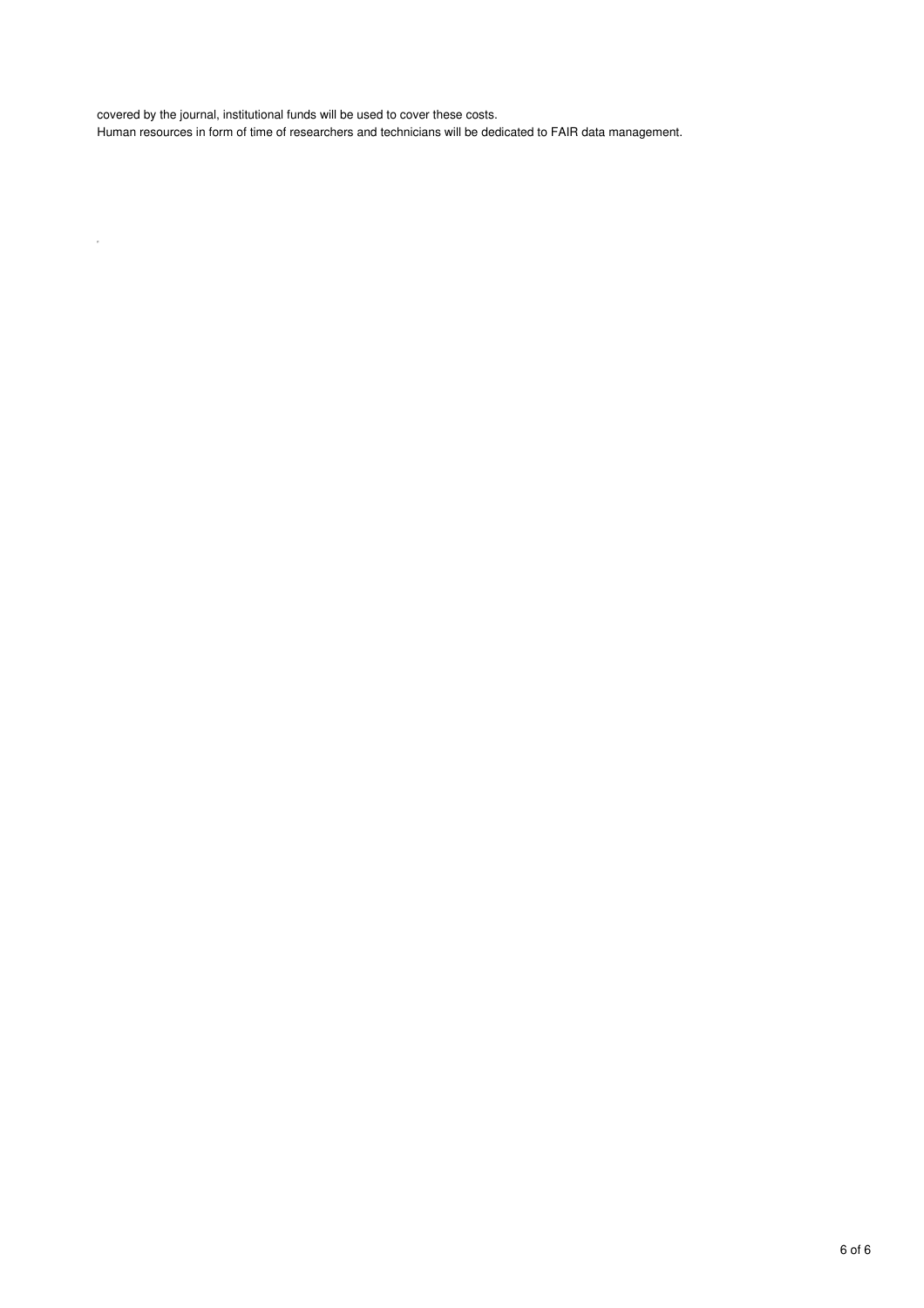covered by the journal, institutional funds will be used to cover these costs.
Human resources in form of time of researchers and technicians will be dedicated to FAIR data management.